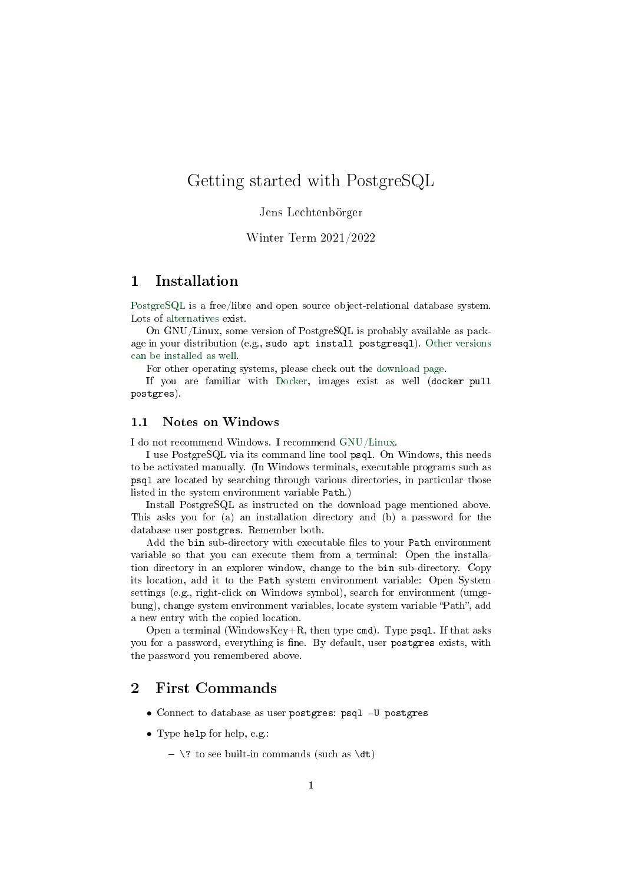# Getting started with PostgreSQL

Jens Lechtenbörger

Winter Term 2021/2022

## 1 Installation

PostgreSQL is a free/libre and open source object-relational database system. Lots of alternatives exist.

On GNU/Linux, some version of PostgreSQL is probably available as package in your distribution (e.g., `sudo apt install postgresql`). Other versions can be installed as well.

For other operating systems, please check out the download page.

If you are familiar with Docker, images exist as well (`docker pull postgres`).

### 1.1 Notes on Windows

I do not recommend Windows. I recommend GNU/Linux.

I use PostgreSQL via its command line tool `psql`. On Windows, this needs to be activated manually. (In Windows terminals, executable programs such as `psql` are located by searching through various directories, in particular those listed in the system environment variable `Path`.)

Install PostgreSQL as instructed on the download page mentioned above. This asks you for (a) an installation directory and (b) a password for the database user `postgres`. Remember both.

Add the `bin` sub-directory with executable files to your `Path` environment variable so that you can execute them from a terminal: Open the installation directory in an explorer window, change to the `bin` sub-directory. Copy its location, add it to the `Path` system environment variable: Open System settings (e.g., right-click on Windows symbol), search for environment (umgebung), change system environment variables, locate system variable "Path", add a new entry with the copied location.

Open a terminal (WindowsKey+R, then type `cmd`). Type `psql`. If that asks you for a password, everything is fine. By default, user `postgres` exists, with the password you remembered above.

## 2 First Commands

- Connect to database as user `postgres`: `psql -U postgres`
- Type `help` for help, e.g.:
  - `\?` to see built-in commands (such as `\dt`)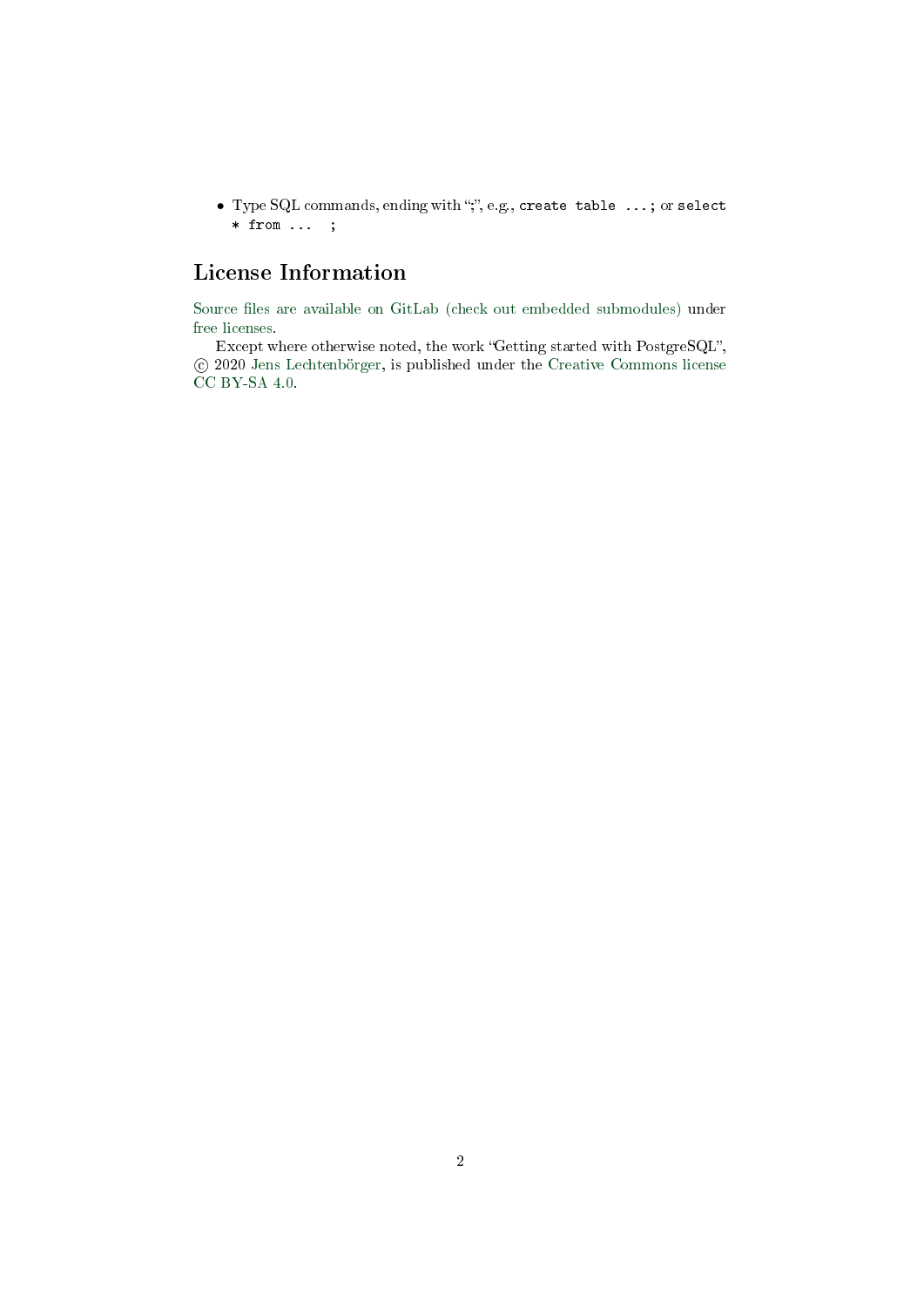- Type SQL commands, ending with ";", e.g., `create table ...;` or `select * from ... ;`

## License Information

Source files are available on GitLab (check out embedded submodules) under free licenses.

Except where otherwise noted, the work "Getting started with PostgreSQL", © 2020 Jens Lechtenbörger, is published under the Creative Commons license CC BY-SA 4.0.